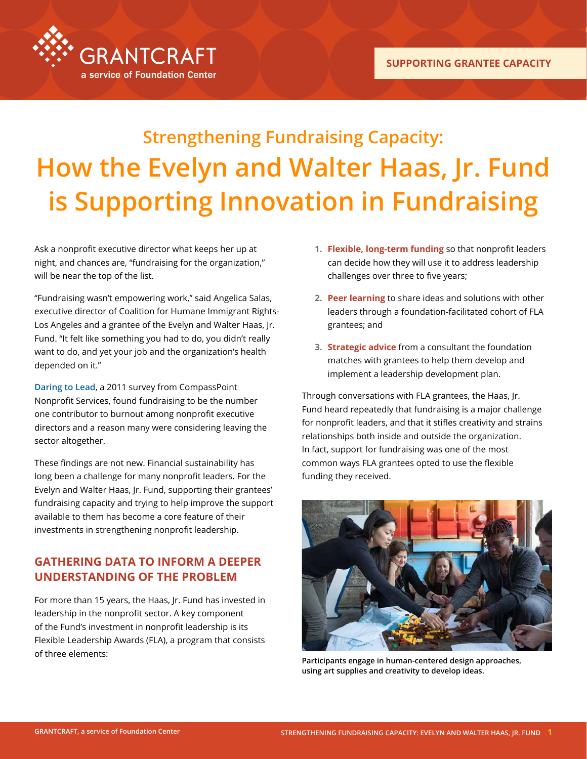GRANTCRAFT
a service of Foundation Center

SUPPORTING GRANTEE CAPACITY

# Strengthening Fundraising Capacity: How the Evelyn and Walter Haas, Jr. Fund is Supporting Innovation in Fundraising

Ask a nonprofit executive director what keeps her up at night, and chances are, "fundraising for the organization," will be near the top of the list.

"Fundraising wasn't empowering work," said Angelica Salas, executive director of Coalition for Humane Immigrant Rights-Los Angeles and a grantee of the Evelyn and Walter Haas, Jr. Fund. "It felt like something you had to do, you didn't really want to do, and yet your job and the organization's health depended on it."

Daring to Lead, a 2011 survey from CompassPoint Nonprofit Services, found fundraising to be the number one contributor to burnout among nonprofit executive directors and a reason many were considering leaving the sector altogether.

These findings are not new. Financial sustainability has long been a challenge for many nonprofit leaders. For the Evelyn and Walter Haas, Jr. Fund, supporting their grantees' fundraising capacity and trying to help improve the support available to them has become a core feature of their investments in strengthening nonprofit leadership.

## GATHERING DATA TO INFORM A DEEPER UNDERSTANDING OF THE PROBLEM

For more than 15 years, the Haas, Jr. Fund has invested in leadership in the nonprofit sector. A key component of the Fund's investment in nonprofit leadership is its Flexible Leadership Awards (FLA), a program that consists of three elements:

1. **Flexible, long-term funding** so that nonprofit leaders can decide how they will use it to address leadership challenges over three to five years;
2. **Peer learning** to share ideas and solutions with other leaders through a foundation-facilitated cohort of FLA grantees; and
3. **Strategic advice** from a consultant the foundation matches with grantees to help them develop and implement a leadership development plan.

Through conversations with FLA grantees, the Haas, Jr. Fund heard repeatedly that fundraising is a major challenge for nonprofit leaders, and that it stifles creativity and strains relationships both inside and outside the organization. In fact, support for fundraising was one of the most common ways FLA grantees opted to use the flexible funding they received.

**Participants engage in human-centered design approaches, using art supplies and creativity to develop ideas.**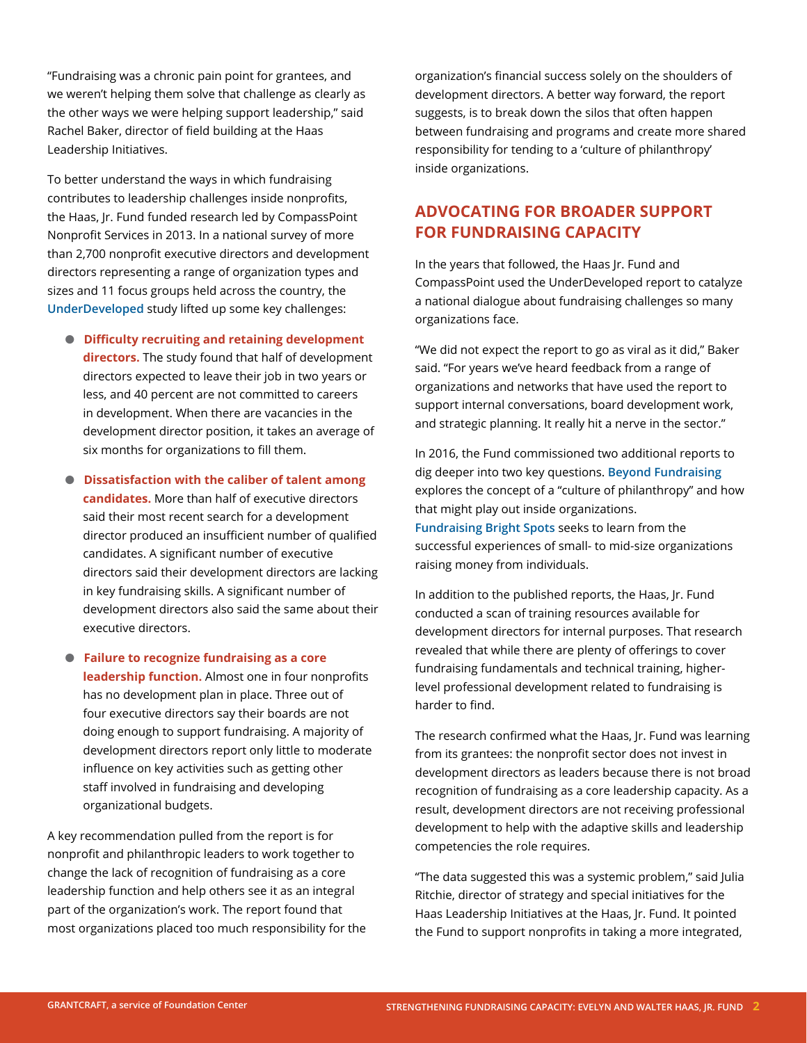"Fundraising was a chronic pain point for grantees, and we weren't helping them solve that challenge as clearly as the other ways we were helping support leadership," said Rachel Baker, director of field building at the Haas Leadership Initiatives.

To better understand the ways in which fundraising contributes to leadership challenges inside nonprofits, the Haas, Jr. Fund funded research led by CompassPoint Nonprofit Services in 2013. In a national survey of more than 2,700 nonprofit executive directors and development directors representing a range of organization types and sizes and 11 focus groups held across the country, the **UnderDeveloped** study lifted up some key challenges:

- **Difficulty recruiting and retaining development directors.** The study found that half of development directors expected to leave their job in two years or less, and 40 percent are not committed to careers in development. When there are vacancies in the development director position, it takes an average of six months for organizations to fill them.
- **Dissatisfaction with the caliber of talent among candidates.** More than half of executive directors said their most recent search for a development director produced an insufficient number of qualified candidates. A significant number of executive directors said their development directors are lacking in key fundraising skills. A significant number of development directors also said the same about their executive directors.
- **Failure to recognize fundraising as a core leadership function.** Almost one in four nonprofits has no development plan in place. Three out of four executive directors say their boards are not doing enough to support fundraising. A majority of development directors report only little to moderate influence on key activities such as getting other staff involved in fundraising and developing organizational budgets.

A key recommendation pulled from the report is for nonprofit and philanthropic leaders to work together to change the lack of recognition of fundraising as a core leadership function and help others see it as an integral part of the organization's work. The report found that most organizations placed too much responsibility for the organization's financial success solely on the shoulders of development directors. A better way forward, the report suggests, is to break down the silos that often happen between fundraising and programs and create more shared responsibility for tending to a 'culture of philanthropy' inside organizations.

## ADVOCATING FOR BROADER SUPPORT FOR FUNDRAISING CAPACITY

In the years that followed, the Haas Jr. Fund and CompassPoint used the UnderDeveloped report to catalyze a national dialogue about fundraising challenges so many organizations face.

"We did not expect the report to go as viral as it did," Baker said. "For years we've heard feedback from a range of organizations and networks that have used the report to support internal conversations, board development work, and strategic planning. It really hit a nerve in the sector."

In 2016, the Fund commissioned two additional reports to dig deeper into two key questions. **Beyond Fundraising** explores the concept of a "culture of philanthropy" and how that might play out inside organizations. **Fundraising Bright Spots** seeks to learn from the successful experiences of small- to mid-size organizations raising money from individuals.

In addition to the published reports, the Haas, Jr. Fund conducted a scan of training resources available for development directors for internal purposes. That research revealed that while there are plenty of offerings to cover fundraising fundamentals and technical training, higher-level professional development related to fundraising is harder to find.

The research confirmed what the Haas, Jr. Fund was learning from its grantees: the nonprofit sector does not invest in development directors as leaders because there is not broad recognition of fundraising as a core leadership capacity. As a result, development directors are not receiving professional development to help with the adaptive skills and leadership competencies the role requires.

"The data suggested this was a systemic problem," said Julia Ritchie, director of strategy and special initiatives for the Haas Leadership Initiatives at the Haas, Jr. Fund. It pointed the Fund to support nonprofits in taking a more integrated,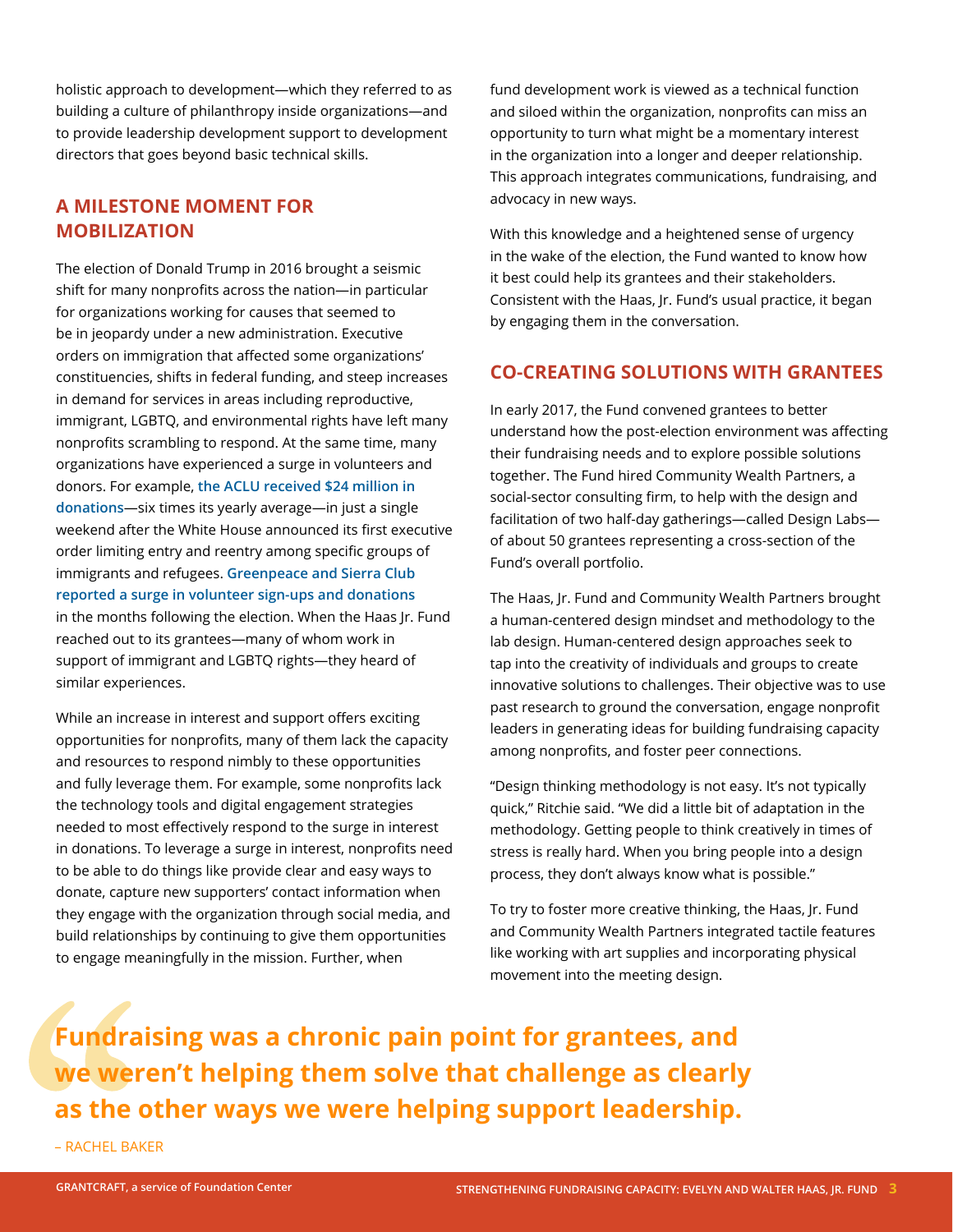holistic approach to development—which they referred to as building a culture of philanthropy inside organizations—and to provide leadership development support to development directors that goes beyond basic technical skills.

## A MILESTONE MOMENT FOR MOBILIZATION

The election of Donald Trump in 2016 brought a seismic shift for many nonprofits across the nation—in particular for organizations working for causes that seemed to be in jeopardy under a new administration. Executive orders on immigration that affected some organizations' constituencies, shifts in federal funding, and steep increases in demand for services in areas including reproductive, immigrant, LGBTQ, and environmental rights have left many nonprofits scrambling to respond. At the same time, many organizations have experienced a surge in volunteers and donors. For example, **the ACLU received $24 million in donations**—six times its yearly average—in just a single weekend after the White House announced its first executive order limiting entry and reentry among specific groups of immigrants and refugees. **Greenpeace and Sierra Club reported a surge in volunteer sign-ups and donations** in the months following the election. When the Haas Jr. Fund reached out to its grantees—many of whom work in support of immigrant and LGBTQ rights—they heard of similar experiences.

While an increase in interest and support offers exciting opportunities for nonprofits, many of them lack the capacity and resources to respond nimbly to these opportunities and fully leverage them. For example, some nonprofits lack the technology tools and digital engagement strategies needed to most effectively respond to the surge in interest in donations. To leverage a surge in interest, nonprofits need to be able to do things like provide clear and easy ways to donate, capture new supporters' contact information when they engage with the organization through social media, and build relationships by continuing to give them opportunities to engage meaningfully in the mission. Further, when fund development work is viewed as a technical function and siloed within the organization, nonprofits can miss an opportunity to turn what might be a momentary interest in the organization into a longer and deeper relationship. This approach integrates communications, fundraising, and advocacy in new ways.

With this knowledge and a heightened sense of urgency in the wake of the election, the Fund wanted to know how it best could help its grantees and their stakeholders. Consistent with the Haas, Jr. Fund's usual practice, it began by engaging them in the conversation.

## CO-CREATING SOLUTIONS WITH GRANTEES

In early 2017, the Fund convened grantees to better understand how the post-election environment was affecting their fundraising needs and to explore possible solutions together. The Fund hired Community Wealth Partners, a social-sector consulting firm, to help with the design and facilitation of two half-day gatherings—called Design Labs—of about 50 grantees representing a cross-section of the Fund's overall portfolio.

The Haas, Jr. Fund and Community Wealth Partners brought a human-centered design mindset and methodology to the lab design. Human-centered design approaches seek to tap into the creativity of individuals and groups to create innovative solutions to challenges. Their objective was to use past research to ground the conversation, engage nonprofit leaders in generating ideas for building fundraising capacity among nonprofits, and foster peer connections.

"Design thinking methodology is not easy. It's not typically quick," Ritchie said. "We did a little bit of adaptation in the methodology. Getting people to think creatively in times of stress is really hard. When you bring people into a design process, they don't always know what is possible."

To try to foster more creative thinking, the Haas, Jr. Fund and Community Wealth Partners integrated tactile features like working with art supplies and incorporating physical movement into the meeting design.

> **Fundraising was a chronic pain point for grantees, and we weren't helping them solve that challenge as clearly as the other ways we were helping support leadership.**
>
> – RACHEL BAKER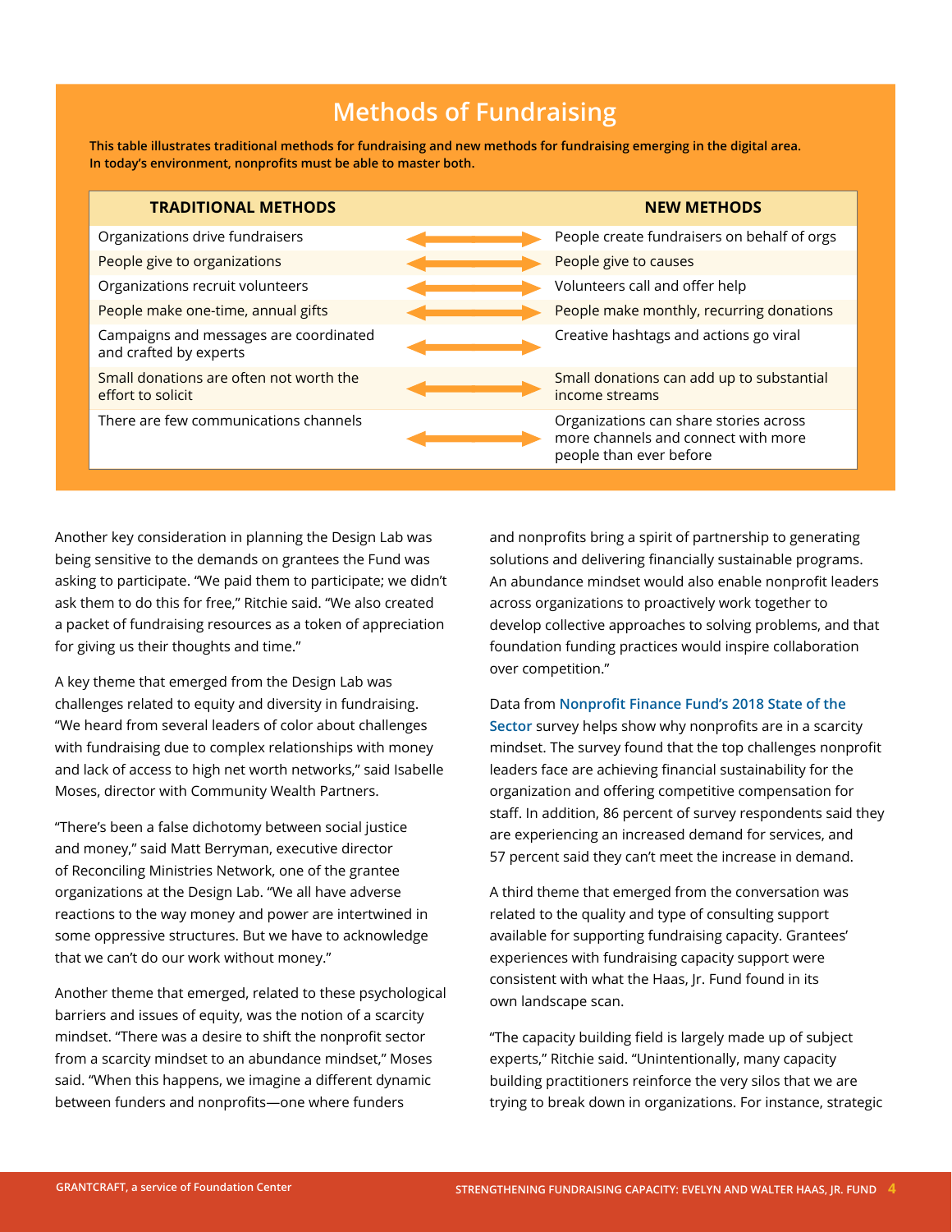## Methods of Fundraising

**This table illustrates traditional methods for fundraising and new methods for fundraising emerging in the digital area. In today's environment, nonprofits must be able to master both.**

| TRADITIONAL METHODS | | NEW METHODS |
|---|---|---|
| Organizations drive fundraisers | ↔ | People create fundraisers on behalf of orgs |
| People give to organizations | ↔ | People give to causes |
| Organizations recruit volunteers | ↔ | Volunteers call and offer help |
| People make one-time, annual gifts | ↔ | People make monthly, recurring donations |
| Campaigns and messages are coordinated and crafted by experts | ↔ | Creative hashtags and actions go viral |
| Small donations are often not worth the effort to solicit | ↔ | Small donations can add up to substantial income streams |
| There are few communications channels | ↔ | Organizations can share stories across more channels and connect with more people than ever before |

Another key consideration in planning the Design Lab was being sensitive to the demands on grantees the Fund was asking to participate. "We paid them to participate; we didn't ask them to do this for free," Ritchie said. "We also created a packet of fundraising resources as a token of appreciation for giving us their thoughts and time."

A key theme that emerged from the Design Lab was challenges related to equity and diversity in fundraising. "We heard from several leaders of color about challenges with fundraising due to complex relationships with money and lack of access to high net worth networks," said Isabelle Moses, director with Community Wealth Partners.

"There's been a false dichotomy between social justice and money," said Matt Berryman, executive director of Reconciling Ministries Network, one of the grantee organizations at the Design Lab. "We all have adverse reactions to the way money and power are intertwined in some oppressive structures. But we have to acknowledge that we can't do our work without money."

Another theme that emerged, related to these psychological barriers and issues of equity, was the notion of a scarcity mindset. "There was a desire to shift the nonprofit sector from a scarcity mindset to an abundance mindset," Moses said. "When this happens, we imagine a different dynamic between funders and nonprofits—one where funders and nonprofits bring a spirit of partnership to generating solutions and delivering financially sustainable programs. An abundance mindset would also enable nonprofit leaders across organizations to proactively work together to develop collective approaches to solving problems, and that foundation funding practices would inspire collaboration over competition."

Data from **Nonprofit Finance Fund's 2018 State of the Sector** survey helps show why nonprofits are in a scarcity mindset. The survey found that the top challenges nonprofit leaders face are achieving financial sustainability for the organization and offering competitive compensation for staff. In addition, 86 percent of survey respondents said they are experiencing an increased demand for services, and 57 percent said they can't meet the increase in demand.

A third theme that emerged from the conversation was related to the quality and type of consulting support available for supporting fundraising capacity. Grantees' experiences with fundraising capacity support were consistent with what the Haas, Jr. Fund found in its own landscape scan.

"The capacity building field is largely made up of subject experts," Ritchie said. "Unintentionally, many capacity building practitioners reinforce the very silos that we are trying to break down in organizations. For instance, strategic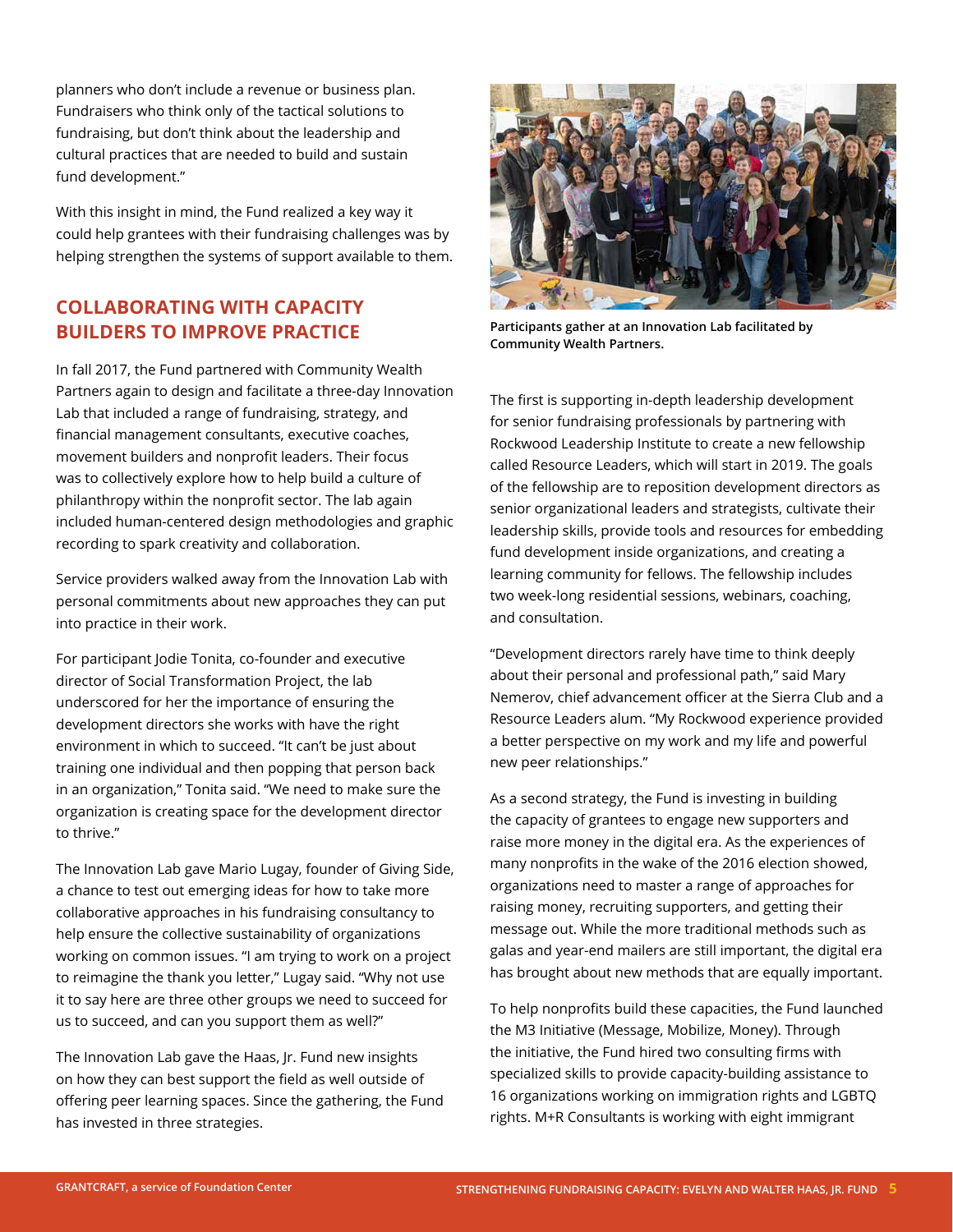planners who don't include a revenue or business plan. Fundraisers who think only of the tactical solutions to fundraising, but don't think about the leadership and cultural practices that are needed to build and sustain fund development."

With this insight in mind, the Fund realized a key way it could help grantees with their fundraising challenges was by helping strengthen the systems of support available to them.

## COLLABORATING WITH CAPACITY BUILDERS TO IMPROVE PRACTICE

In fall 2017, the Fund partnered with Community Wealth Partners again to design and facilitate a three-day Innovation Lab that included a range of fundraising, strategy, and financial management consultants, executive coaches, movement builders and nonprofit leaders. Their focus was to collectively explore how to help build a culture of philanthropy within the nonprofit sector. The lab again included human-centered design methodologies and graphic recording to spark creativity and collaboration.

Service providers walked away from the Innovation Lab with personal commitments about new approaches they can put into practice in their work.

For participant Jodie Tonita, co-founder and executive director of Social Transformation Project, the lab underscored for her the importance of ensuring the development directors she works with have the right environment in which to succeed. "It can't be just about training one individual and then popping that person back in an organization," Tonita said. "We need to make sure the organization is creating space for the development director to thrive."

The Innovation Lab gave Mario Lugay, founder of Giving Side, a chance to test out emerging ideas for how to take more collaborative approaches in his fundraising consultancy to help ensure the collective sustainability of organizations working on common issues. "I am trying to work on a project to reimagine the thank you letter," Lugay said. "Why not use it to say here are three other groups we need to succeed for us to succeed, and can you support them as well?"

The Innovation Lab gave the Haas, Jr. Fund new insights on how they can best support the field as well outside of offering peer learning spaces. Since the gathering, the Fund has invested in three strategies.

**Participants gather at an Innovation Lab facilitated by Community Wealth Partners.**

The first is supporting in-depth leadership development for senior fundraising professionals by partnering with Rockwood Leadership Institute to create a new fellowship called Resource Leaders, which will start in 2019. The goals of the fellowship are to reposition development directors as senior organizational leaders and strategists, cultivate their leadership skills, provide tools and resources for embedding fund development inside organizations, and creating a learning community for fellows. The fellowship includes two week-long residential sessions, webinars, coaching, and consultation.

"Development directors rarely have time to think deeply about their personal and professional path," said Mary Nemerov, chief advancement officer at the Sierra Club and a Resource Leaders alum. "My Rockwood experience provided a better perspective on my work and my life and powerful new peer relationships."

As a second strategy, the Fund is investing in building the capacity of grantees to engage new supporters and raise more money in the digital era. As the experiences of many nonprofits in the wake of the 2016 election showed, organizations need to master a range of approaches for raising money, recruiting supporters, and getting their message out. While the more traditional methods such as galas and year-end mailers are still important, the digital era has brought about new methods that are equally important.

To help nonprofits build these capacities, the Fund launched the M3 Initiative (Message, Mobilize, Money). Through the initiative, the Fund hired two consulting firms with specialized skills to provide capacity-building assistance to 16 organizations working on immigration rights and LGBTQ rights. M+R Consultants is working with eight immigrant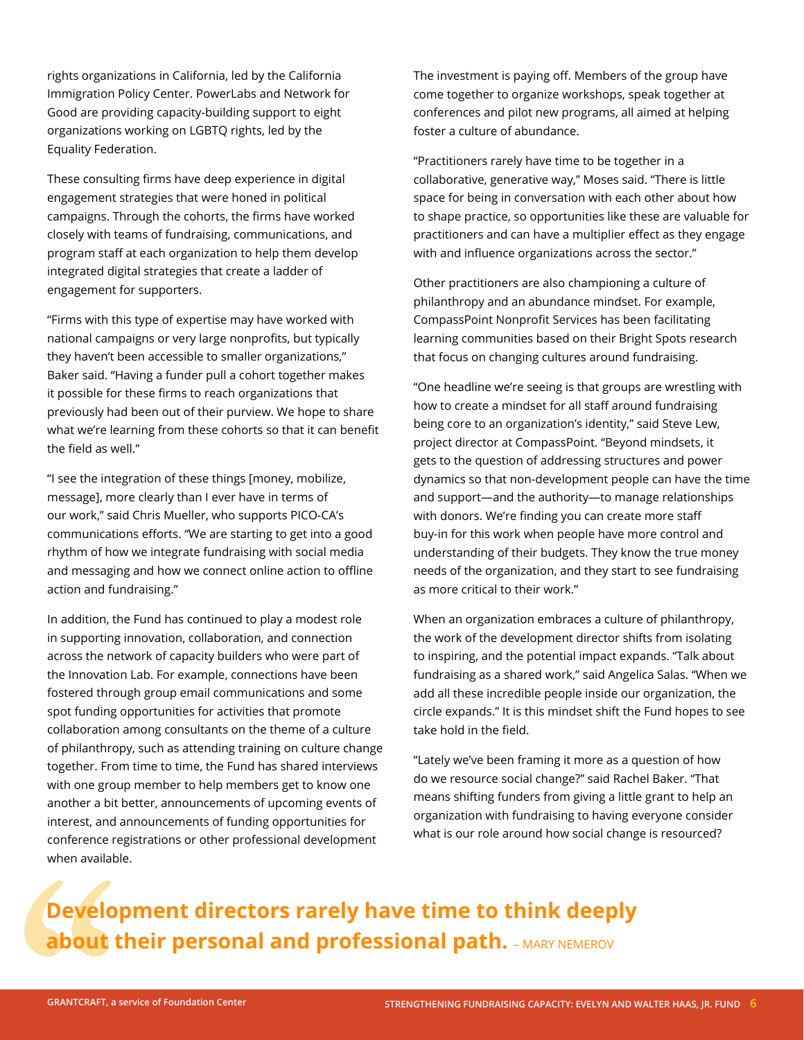rights organizations in California, led by the California Immigration Policy Center. PowerLabs and Network for Good are providing capacity-building support to eight organizations working on LGBTQ rights, led by the Equality Federation.

These consulting firms have deep experience in digital engagement strategies that were honed in political campaigns. Through the cohorts, the firms have worked closely with teams of fundraising, communications, and program staff at each organization to help them develop integrated digital strategies that create a ladder of engagement for supporters.

"Firms with this type of expertise may have worked with national campaigns or very large nonprofits, but typically they haven't been accessible to smaller organizations," Baker said. "Having a funder pull a cohort together makes it possible for these firms to reach organizations that previously had been out of their purview. We hope to share what we're learning from these cohorts so that it can benefit the field as well."

"I see the integration of these things [money, mobilize, message], more clearly than I ever have in terms of our work," said Chris Mueller, who supports PICO-CA's communications efforts. "We are starting to get into a good rhythm of how we integrate fundraising with social media and messaging and how we connect online action to offline action and fundraising."

In addition, the Fund has continued to play a modest role in supporting innovation, collaboration, and connection across the network of capacity builders who were part of the Innovation Lab. For example, connections have been fostered through group email communications and some spot funding opportunities for activities that promote collaboration among consultants on the theme of a culture of philanthropy, such as attending training on culture change together. From time to time, the Fund has shared interviews with one group member to help members get to know one another a bit better, announcements of upcoming events of interest, and announcements of funding opportunities for conference registrations or other professional development when available.

The investment is paying off. Members of the group have come together to organize workshops, speak together at conferences and pilot new programs, all aimed at helping foster a culture of abundance.

"Practitioners rarely have time to be together in a collaborative, generative way," Moses said. "There is little space for being in conversation with each other about how to shape practice, so opportunities like these are valuable for practitioners and can have a multiplier effect as they engage with and influence organizations across the sector."

Other practitioners are also championing a culture of philanthropy and an abundance mindset. For example, CompassPoint Nonprofit Services has been facilitating learning communities based on their Bright Spots research that focus on changing cultures around fundraising.

"One headline we're seeing is that groups are wrestling with how to create a mindset for all staff around fundraising being core to an organization's identity," said Steve Lew, project director at CompassPoint. "Beyond mindsets, it gets to the question of addressing structures and power dynamics so that non-development people can have the time and support—and the authority—to manage relationships with donors. We're finding you can create more staff buy-in for this work when people have more control and understanding of their budgets. They know the true money needs of the organization, and they start to see fundraising as more critical to their work."

When an organization embraces a culture of philanthropy, the work of the development director shifts from isolating to inspiring, and the potential impact expands. "Talk about fundraising as a shared work," said Angelica Salas. "When we add all these incredible people inside our organization, the circle expands." It is this mindset shift the Fund hopes to see take hold in the field.

"Lately we've been framing it more as a question of how do we resource social change?" said Rachel Baker. "That means shifting funders from giving a little grant to help an organization with fundraising to having everyone consider what is our role around how social change is resourced?

> **Development directors rarely have time to think deeply about their personal and professional path.** – MARY NEMEROV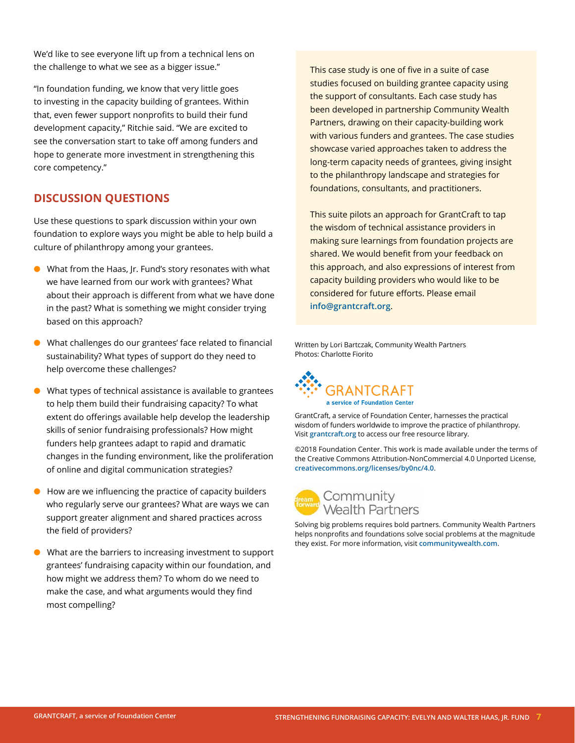We'd like to see everyone lift up from a technical lens on the challenge to what we see as a bigger issue."

"In foundation funding, we know that very little goes to investing in the capacity building of grantees. Within that, even fewer support nonprofits to build their fund development capacity," Ritchie said. "We are excited to see the conversation start to take off among funders and hope to generate more investment in strengthening this core competency."

## DISCUSSION QUESTIONS

Use these questions to spark discussion within your own foundation to explore ways you might be able to help build a culture of philanthropy among your grantees.

- What from the Haas, Jr. Fund's story resonates with what we have learned from our work with grantees? What about their approach is different from what we have done in the past? What is something we might consider trying based on this approach?
- What challenges do our grantees' face related to financial sustainability? What types of support do they need to help overcome these challenges?
- What types of technical assistance is available to grantees to help them build their fundraising capacity? To what extent do offerings available help develop the leadership skills of senior fundraising professionals? How might funders help grantees adapt to rapid and dramatic changes in the funding environment, like the proliferation of online and digital communication strategies?
- How are we influencing the practice of capacity builders who regularly serve our grantees? What are ways we can support greater alignment and shared practices across the field of providers?
- What are the barriers to increasing investment to support grantees' fundraising capacity within our foundation, and how might we address them? To whom do we need to make the case, and what arguments would they find most compelling?

This case study is one of five in a suite of case studies focused on building grantee capacity using the support of consultants. Each case study has been developed in partnership Community Wealth Partners, drawing on their capacity-building work with various funders and grantees. The case studies showcase varied approaches taken to address the long-term capacity needs of grantees, giving insight to the philanthropy landscape and strategies for foundations, consultants, and practitioners.

This suite pilots an approach for GrantCraft to tap the wisdom of technical assistance providers in making sure learnings from foundation projects are shared. We would benefit from your feedback on this approach, and also expressions of interest from capacity building providers who would like to be considered for future efforts. Please email info@grantcraft.org.

Written by Lori Bartczak, Community Wealth Partners
Photos: Charlotte Fiorito

GRANTCRAFT
a service of Foundation Center

GrantCraft, a service of Foundation Center, harnesses the practical wisdom of funders worldwide to improve the practice of philanthropy. Visit grantcraft.org to access our free resource library.

©2018 Foundation Center. This work is made available under the terms of the Creative Commons Attribution-NonCommercial 4.0 Unported License, creativecommons.org/licenses/by0nc/4.0.

dream forward Community Wealth Partners

Solving big problems requires bold partners. Community Wealth Partners helps nonprofits and foundations solve social problems at the magnitude they exist. For more information, visit communitywealth.com.